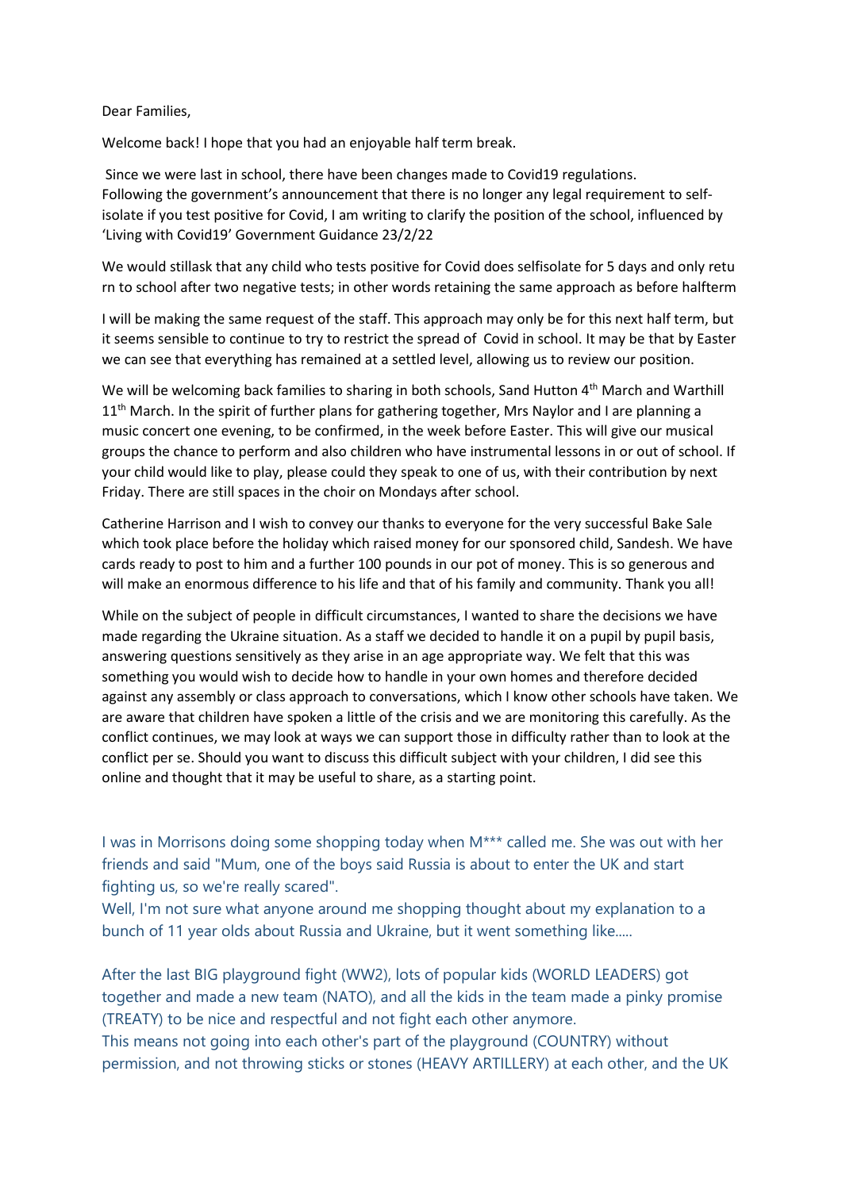Dear Families,

Welcome back! I hope that you had an enjoyable half term break.

Since we were last in school, there have been changes made to Covid19 regulations. Following the government's announcement that there is no longer any legal requirement to self-isolate if you test positive for Covid, I am writing to clarify the position of the school, influenced by 'Living with Covid19' Government Guidance 23/2/22

We would stillask that any child who tests positive for Covid does selfisolate for 5 days and only return to school after two negative tests; in other words retaining the same approach as before halfterm

I will be making the same request of the staff. This approach may only be for this next half term, but it seems sensible to continue to try to restrict the spread of Covid in school. It may be that by Easter we can see that everything has remained at a settled level, allowing us to review our position.

We will be welcoming back families to sharing in both schools, Sand Hutton 4th March and Warthill 11th March. In the spirit of further plans for gathering together, Mrs Naylor and I are planning a music concert one evening, to be confirmed, in the week before Easter. This will give our musical groups the chance to perform and also children who have instrumental lessons in or out of school. If your child would like to play, please could they speak to one of us, with their contribution by next Friday. There are still spaces in the choir on Mondays after school.

Catherine Harrison and I wish to convey our thanks to everyone for the very successful Bake Sale which took place before the holiday which raised money for our sponsored child, Sandesh. We have cards ready to post to him and a further 100 pounds in our pot of money. This is so generous and will make an enormous difference to his life and that of his family and community. Thank you all!

While on the subject of people in difficult circumstances, I wanted to share the decisions we have made regarding the Ukraine situation. As a staff we decided to handle it on a pupil by pupil basis, answering questions sensitively as they arise in an age appropriate way. We felt that this was something you would wish to decide how to handle in your own homes and therefore decided against any assembly or class approach to conversations, which I know other schools have taken. We are aware that children have spoken a little of the crisis and we are monitoring this carefully. As the conflict continues, we may look at ways we can support those in difficulty rather than to look at the conflict per se. Should you want to discuss this difficult subject with your children, I did see this online and thought that it may be useful to share, as a starting point.

I was in Morrisons doing some shopping today when M*** called me. She was out with her friends and said "Mum, one of the boys said Russia is about to enter the UK and start fighting us, so we're really scared".
Well, I'm not sure what anyone around me shopping thought about my explanation to a bunch of 11 year olds about Russia and Ukraine, but it went something like.....

After the last BIG playground fight (WW2), lots of popular kids (WORLD LEADERS) got together and made a new team (NATO), and all the kids in the team made a pinky promise (TREATY) to be nice and respectful and not fight each other anymore.
This means not going into each other's part of the playground (COUNTRY) without permission, and not throwing sticks or stones (HEAVY ARTILLERY) at each other, and the UK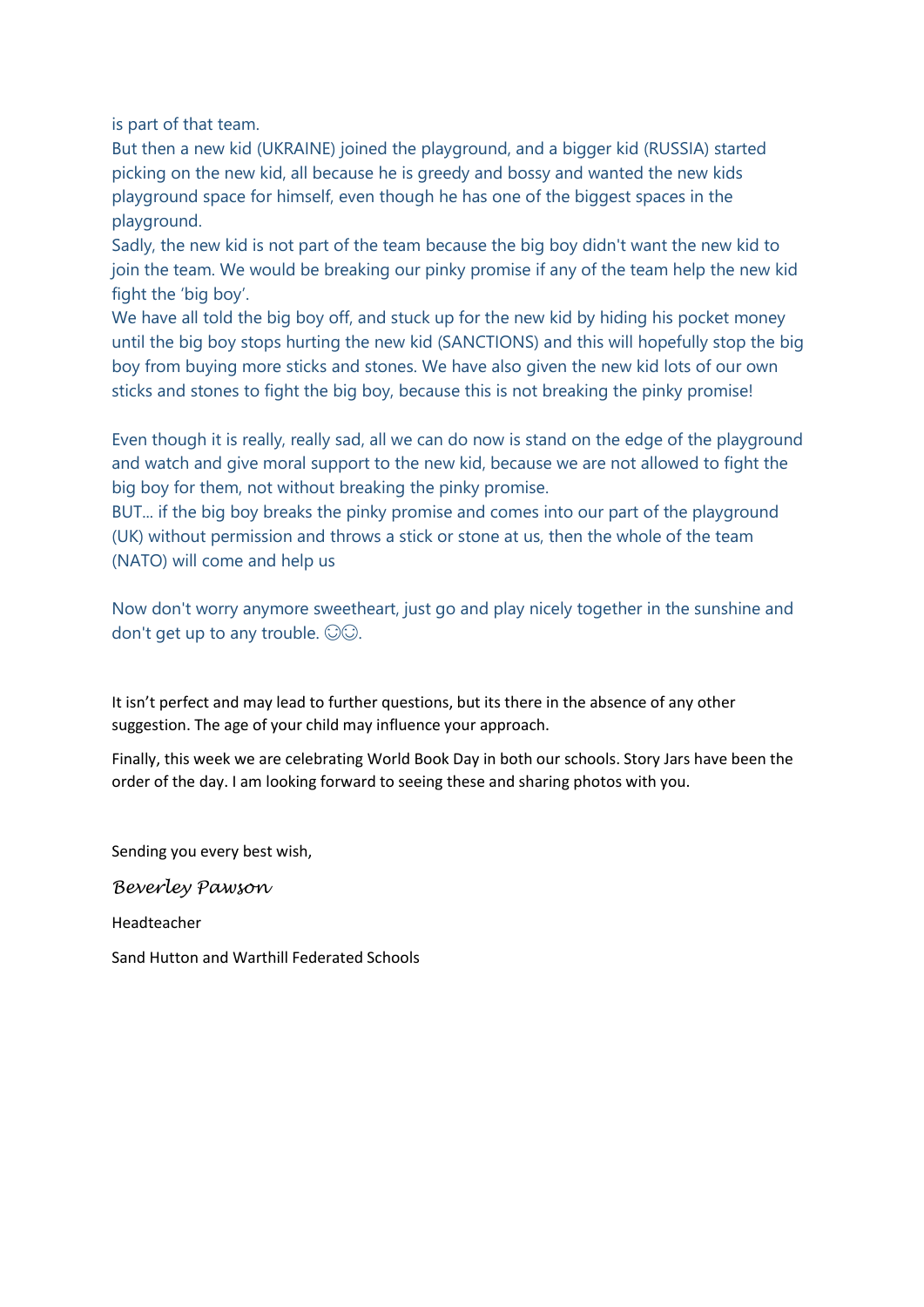is part of that team.

But then a new kid (UKRAINE) joined the playground, and a bigger kid (RUSSIA) started picking on the new kid, all because he is greedy and bossy and wanted the new kids playground space for himself, even though he has one of the biggest spaces in the playground.

Sadly, the new kid is not part of the team because the big boy didn't want the new kid to join the team. We would be breaking our pinky promise if any of the team help the new kid fight the 'big boy'.

We have all told the big boy off, and stuck up for the new kid by hiding his pocket money until the big boy stops hurting the new kid (SANCTIONS) and this will hopefully stop the big boy from buying more sticks and stones. We have also given the new kid lots of our own sticks and stones to fight the big boy, because this is not breaking the pinky promise!

Even though it is really, really sad, all we can do now is stand on the edge of the playground and watch and give moral support to the new kid, because we are not allowed to fight the big boy for them, not without breaking the pinky promise.

BUT... if the big boy breaks the pinky promise and comes into our part of the playground (UK) without permission and throws a stick or stone at us, then the whole of the team (NATO) will come and help us

Now don't worry anymore sweetheart, just go and play nicely together in the sunshine and don't get up to any trouble. ☺☺.

It isn't perfect and may lead to further questions, but its there in the absence of any other suggestion. The age of your child may influence your approach.

Finally, this week we are celebrating World Book Day in both our schools. Story Jars have been the order of the day. I am looking forward to seeing these and sharing photos with you.

Sending you every best wish,

*Beverley Pawson*

Headteacher

Sand Hutton and Warthill Federated Schools